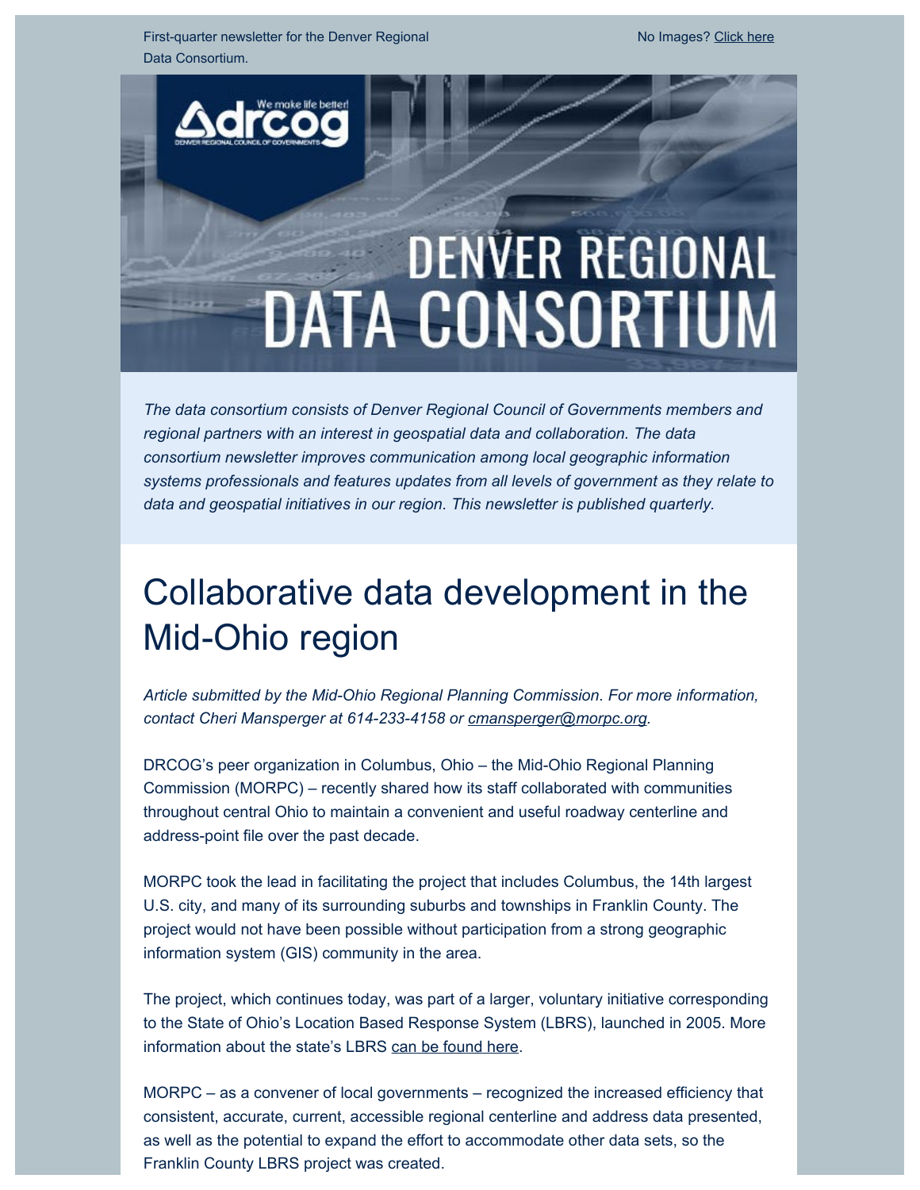First-quarter newsletter for the Denver Regional Data Consortium.

No Images? Click here

# DENVER REGIONAL DATA CONSORTIUM

*The data consortium consists of Denver Regional Council of Governments members and regional partners with an interest in geospatial data and collaboration. The data consortium newsletter improves communication among local geographic information systems professionals and features updates from all levels of government as they relate to data and geospatial initiatives in our region. This newsletter is published quarterly.*

## Collaborative data development in the Mid-Ohio region

*Article submitted by the Mid-Ohio Regional Planning Commission. For more information, contact Cheri Mansperger at 614-233-4158 or cmansperger@morpc.org.*

DRCOG's peer organization in Columbus, Ohio – the Mid-Ohio Regional Planning Commission (MORPC) – recently shared how its staff collaborated with communities throughout central Ohio to maintain a convenient and useful roadway centerline and address-point file over the past decade.

MORPC took the lead in facilitating the project that includes Columbus, the 14th largest U.S. city, and many of its surrounding suburbs and townships in Franklin County. The project would not have been possible without participation from a strong geographic information system (GIS) community in the area.

The project, which continues today, was part of a larger, voluntary initiative corresponding to the State of Ohio's Location Based Response System (LBRS), launched in 2005. More information about the state's LBRS can be found here.

MORPC – as a convener of local governments – recognized the increased efficiency that consistent, accurate, current, accessible regional centerline and address data presented, as well as the potential to expand the effort to accommodate other data sets, so the Franklin County LBRS project was created.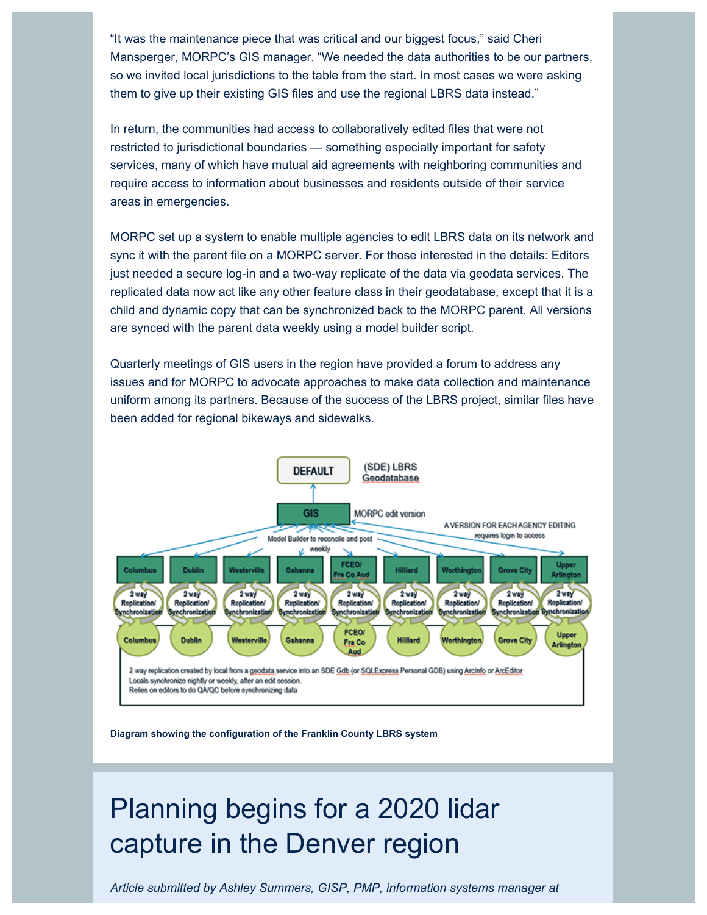"It was the maintenance piece that was critical and our biggest focus," said Cheri Mansperger, MORPC's GIS manager. "We needed the data authorities to be our partners, so we invited local jurisdictions to the table from the start. In most cases we were asking them to give up their existing GIS files and use the regional LBRS data instead."

In return, the communities had access to collaboratively edited files that were not restricted to jurisdictional boundaries — something especially important for safety services, many of which have mutual aid agreements with neighboring communities and require access to information about businesses and residents outside of their service areas in emergencies.

MORPC set up a system to enable multiple agencies to edit LBRS data on its network and sync it with the parent file on a MORPC server. For those interested in the details: Editors just needed a secure log-in and a two-way replicate of the data via geodata services. The replicated data now act like any other feature class in their geodatabase, except that it is a child and dynamic copy that can be synchronized back to the MORPC parent. All versions are synced with the parent data weekly using a model builder script.

Quarterly meetings of GIS users in the region have provided a forum to address any issues and for MORPC to advocate approaches to make data collection and maintenance uniform among its partners. Because of the success of the LBRS project, similar files have been added for regional bikeways and sidewalks.

**Diagram showing the configuration of the Franklin County LBRS system**

# Planning begins for a 2020 lidar capture in the Denver region

*Article submitted by Ashley Summers, GISP, PMP, information systems manager at*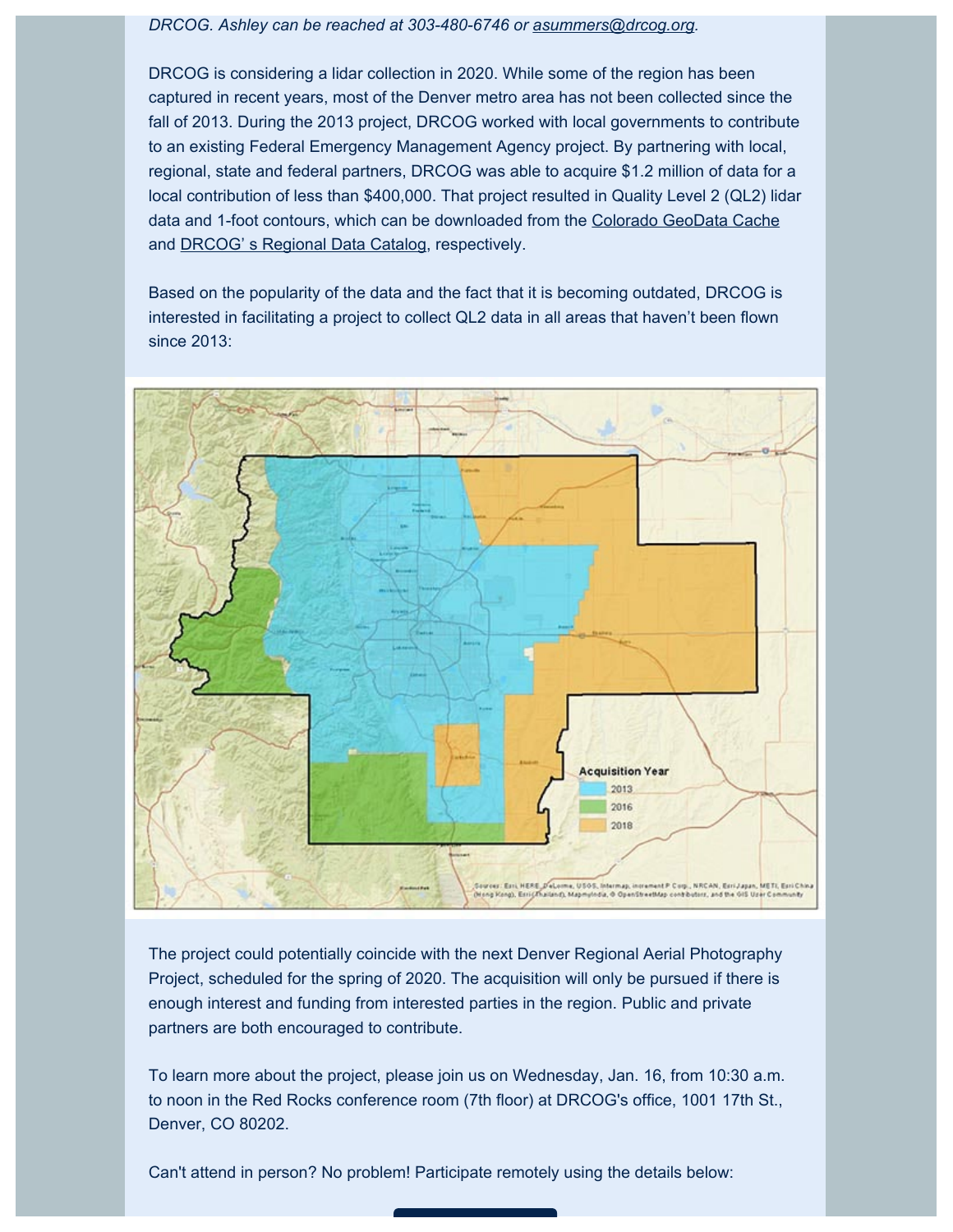*DRCOG. Ashley can be reached at 303-480-6746 or asummers@drcog.org.*

DRCOG is considering a lidar collection in 2020. While some of the region has been captured in recent years, most of the Denver metro area has not been collected since the fall of 2013. During the 2013 project, DRCOG worked with local governments to contribute to an existing Federal Emergency Management Agency project. By partnering with local, regional, state and federal partners, DRCOG was able to acquire $1.2 million of data for a local contribution of less than $400,000. That project resulted in Quality Level 2 (QL2) lidar data and 1-foot contours, which can be downloaded from the Colorado GeoData Cache and DRCOG' s Regional Data Catalog, respectively.

Based on the popularity of the data and the fact that it is becoming outdated, DRCOG is interested in facilitating a project to collect QL2 data in all areas that haven't been flown since 2013:

Acquisition Year
- 2013
- 2016
- 2018

The project could potentially coincide with the next Denver Regional Aerial Photography Project, scheduled for the spring of 2020. The acquisition will only be pursued if there is enough interest and funding from interested parties in the region. Public and private partners are both encouraged to contribute.

To learn more about the project, please join us on Wednesday, Jan. 16, from 10:30 a.m. to noon in the Red Rocks conference room (7th floor) at DRCOG's office, 1001 17th St., Denver, CO 80202.

Can't attend in person? No problem! Participate remotely using the details below: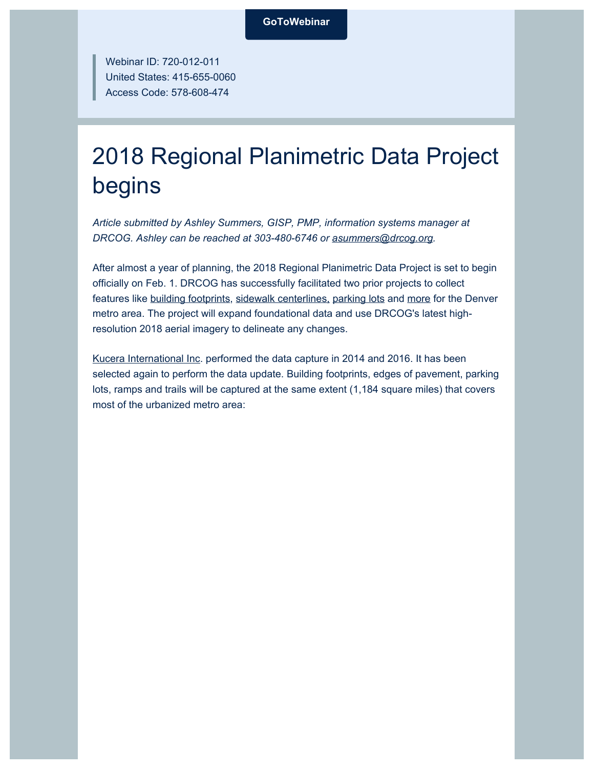GoToWebinar

> Webinar ID: 720-012-011
> United States: 415-655-0060
> Access Code: 578-608-474

# 2018 Regional Planimetric Data Project begins

*Article submitted by Ashley Summers, GISP, PMP, information systems manager at DRCOG. Ashley can be reached at 303-480-6746 or asummers@drcog.org.*

After almost a year of planning, the 2018 Regional Planimetric Data Project is set to begin officially on Feb. 1. DRCOG has successfully facilitated two prior projects to collect features like building footprints, sidewalk centerlines, parking lots and more for the Denver metro area. The project will expand foundational data and use DRCOG's latest high-resolution 2018 aerial imagery to delineate any changes.

Kucera International Inc. performed the data capture in 2014 and 2016. It has been selected again to perform the data update. Building footprints, edges of pavement, parking lots, ramps and trails will be captured at the same extent (1,184 square miles) that covers most of the urbanized metro area: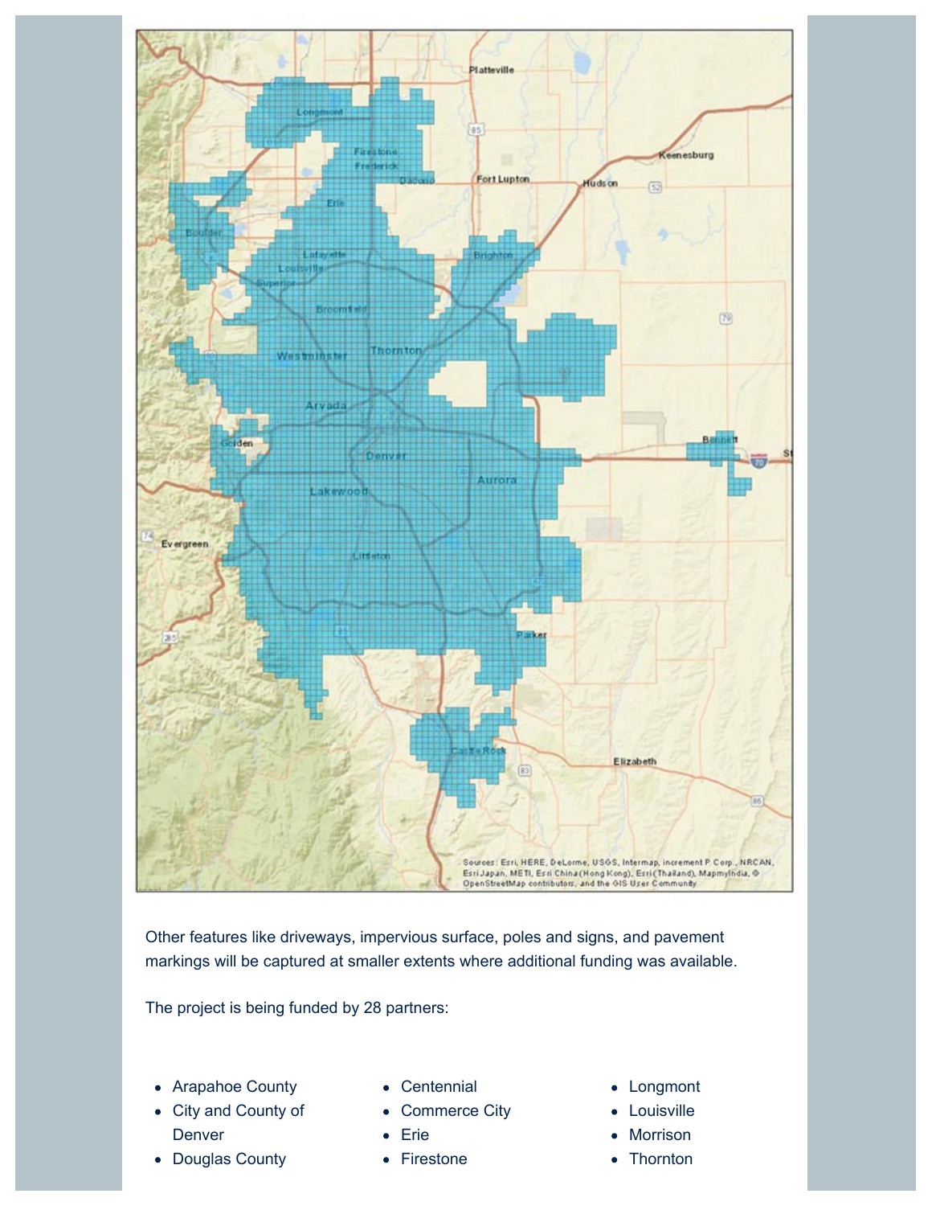Other features like driveways, impervious surface, poles and signs, and pavement markings will be captured at smaller extents where additional funding was available.

The project is being funded by 28 partners:

- Arapahoe County
- City and County of Denver
- Douglas County
- Centennial
- Commerce City
- Erie
- Firestone
- Longmont
- Louisville
- Morrison
- Thornton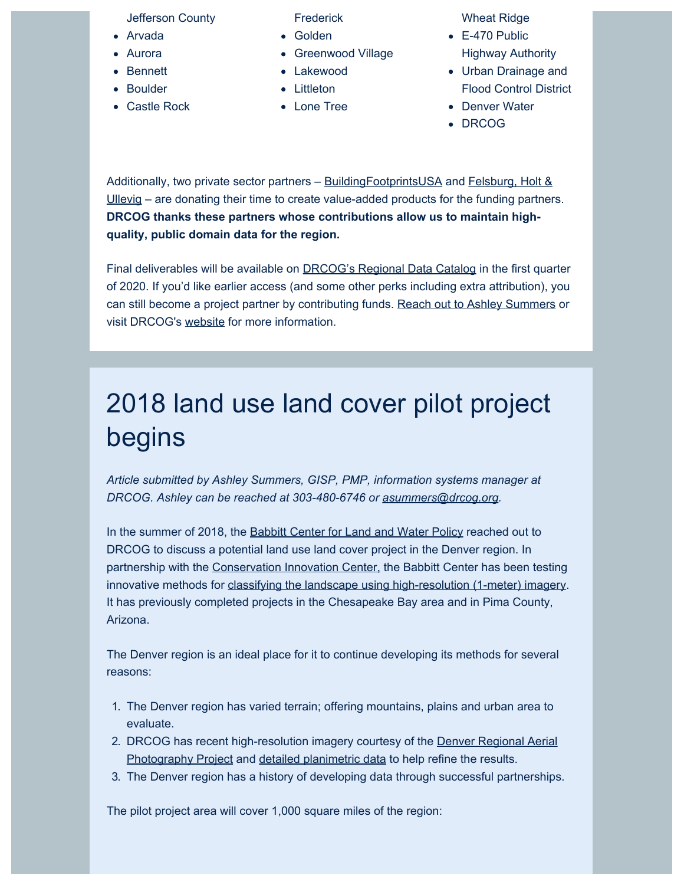- Jefferson County
- Arvada
- Aurora
- Bennett
- Boulder
- Castle Rock
- Frederick
- Golden
- Greenwood Village
- Lakewood
- Littleton
- Lone Tree
- Wheat Ridge
- E-470 Public Highway Authority
- Urban Drainage and Flood Control District
- Denver Water
- DRCOG

Additionally, two private sector partners – BuildingFootprintsUSA and Felsburg, Holt & Ullevig – are donating their time to create value-added products for the funding partners. **DRCOG thanks these partners whose contributions allow us to maintain high-quality, public domain data for the region.**

Final deliverables will be available on DRCOG's Regional Data Catalog in the first quarter of 2020. If you'd like earlier access (and some other perks including extra attribution), you can still become a project partner by contributing funds. Reach out to Ashley Summers or visit DRCOG's website for more information.

# 2018 land use land cover pilot project begins

*Article submitted by Ashley Summers, GISP, PMP, information systems manager at DRCOG. Ashley can be reached at 303-480-6746 or asummers@drcog.org.*

In the summer of 2018, the Babbitt Center for Land and Water Policy reached out to DRCOG to discuss a potential land use land cover project in the Denver region. In partnership with the Conservation Innovation Center, the Babbitt Center has been testing innovative methods for classifying the landscape using high-resolution (1-meter) imagery. It has previously completed projects in the Chesapeake Bay area and in Pima County, Arizona.

The Denver region is an ideal place for it to continue developing its methods for several reasons:

1. The Denver region has varied terrain; offering mountains, plains and urban area to evaluate.
2. DRCOG has recent high-resolution imagery courtesy of the Denver Regional Aerial Photography Project and detailed planimetric data to help refine the results.
3. The Denver region has a history of developing data through successful partnerships.

The pilot project area will cover 1,000 square miles of the region: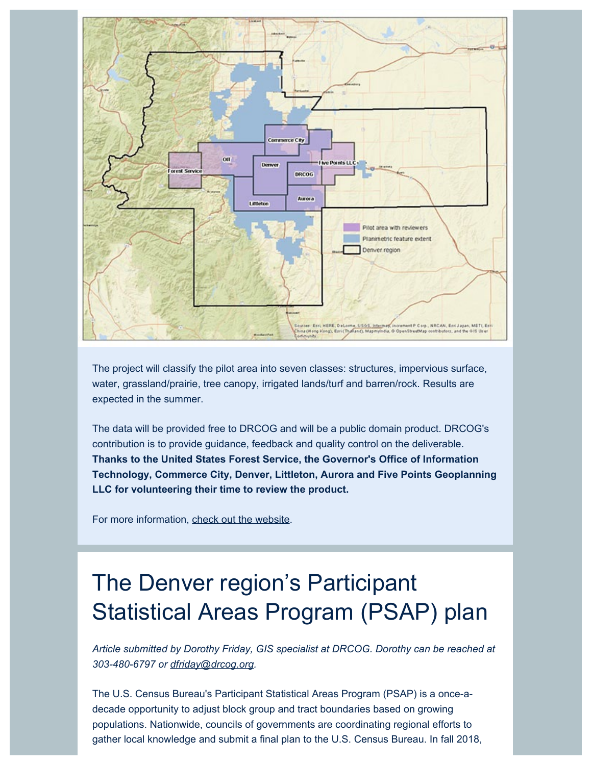The project will classify the pilot area into seven classes: structures, impervious surface, water, grassland/prairie, tree canopy, irrigated lands/turf and barren/rock. Results are expected in the summer.

The data will be provided free to DRCOG and will be a public domain product. DRCOG's contribution is to provide guidance, feedback and quality control on the deliverable. **Thanks to the United States Forest Service, the Governor's Office of Information Technology, Commerce City, Denver, Littleton, Aurora and Five Points Geoplanning LLC for volunteering their time to review the product.**

For more information, check out the website.

# The Denver region's Participant Statistical Areas Program (PSAP) plan

*Article submitted by Dorothy Friday, GIS specialist at DRCOG. Dorothy can be reached at 303-480-6797 or dfriday@drcog.org.*

The U.S. Census Bureau's Participant Statistical Areas Program (PSAP) is a once-a-decade opportunity to adjust block group and tract boundaries based on growing populations. Nationwide, councils of governments are coordinating regional efforts to gather local knowledge and submit a final plan to the U.S. Census Bureau. In fall 2018,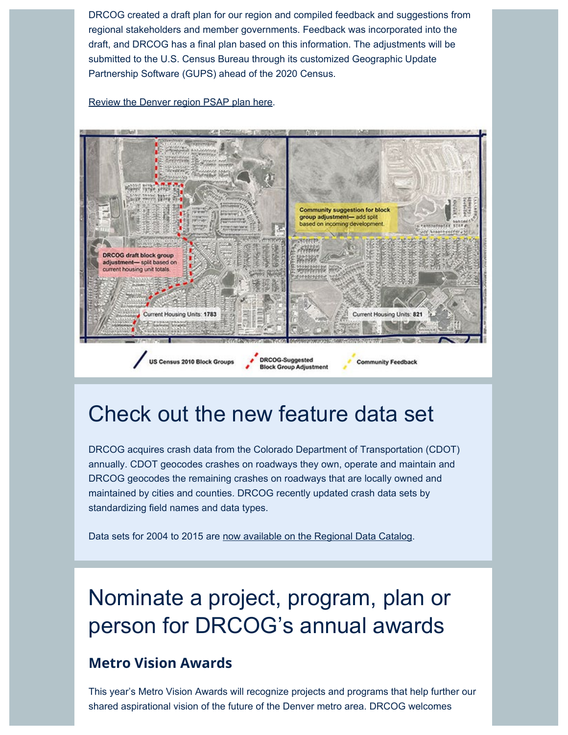DRCOG created a draft plan for our region and compiled feedback and suggestions from regional stakeholders and member governments. Feedback was incorporated into the draft, and DRCOG has a final plan based on this information. The adjustments will be submitted to the U.S. Census Bureau through its customized Geographic Update Partnership Software (GUPS) ahead of the 2020 Census.

Review the Denver region PSAP plan here.

## Check out the new feature data set

DRCOG acquires crash data from the Colorado Department of Transportation (CDOT) annually. CDOT geocodes crashes on roadways they own, operate and maintain and DRCOG geocodes the remaining crashes on roadways that are locally owned and maintained by cities and counties. DRCOG recently updated crash data sets by standardizing field names and data types.

Data sets for 2004 to 2015 are now available on the Regional Data Catalog.

## Nominate a project, program, plan or person for DRCOG's annual awards

### Metro Vision Awards

This year's Metro Vision Awards will recognize projects and programs that help further our shared aspirational vision of the future of the Denver metro area. DRCOG welcomes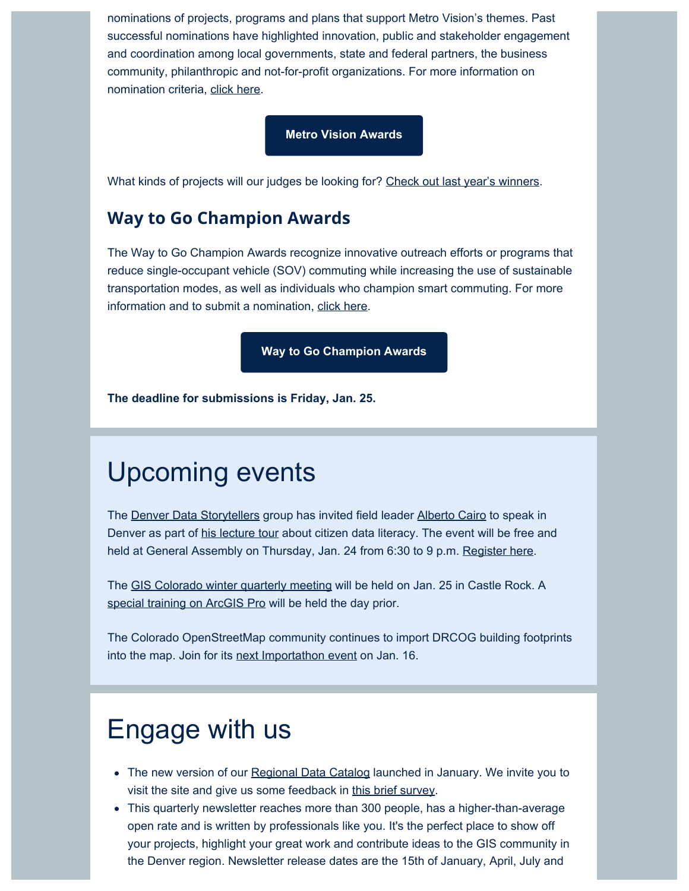nominations of projects, programs and plans that support Metro Vision's themes. Past successful nominations have highlighted innovation, public and stakeholder engagement and coordination among local governments, state and federal partners, the business community, philanthropic and not-for-profit organizations. For more information on nomination criteria, click here.

**Metro Vision Awards**

What kinds of projects will our judges be looking for? Check out last year's winners.

## Way to Go Champion Awards

The Way to Go Champion Awards recognize innovative outreach efforts or programs that reduce single-occupant vehicle (SOV) commuting while increasing the use of sustainable transportation modes, as well as individuals who champion smart commuting. For more information and to submit a nomination, click here.

**Way to Go Champion Awards**

**The deadline for submissions is Friday, Jan. 25.**

# Upcoming events

The Denver Data Storytellers group has invited field leader Alberto Cairo to speak in Denver as part of his lecture tour about citizen data literacy. The event will be free and held at General Assembly on Thursday, Jan. 24 from 6:30 to 9 p.m. Register here.

The GIS Colorado winter quarterly meeting will be held on Jan. 25 in Castle Rock. A special training on ArcGIS Pro will be held the day prior.

The Colorado OpenStreetMap community continues to import DRCOG building footprints into the map. Join for its next Importathon event on Jan. 16.

# Engage with us

- The new version of our Regional Data Catalog launched in January. We invite you to visit the site and give us some feedback in this brief survey.
- This quarterly newsletter reaches more than 300 people, has a higher-than-average open rate and is written by professionals like you. It's the perfect place to show off your projects, highlight your great work and contribute ideas to the GIS community in the Denver region. Newsletter release dates are the 15th of January, April, July and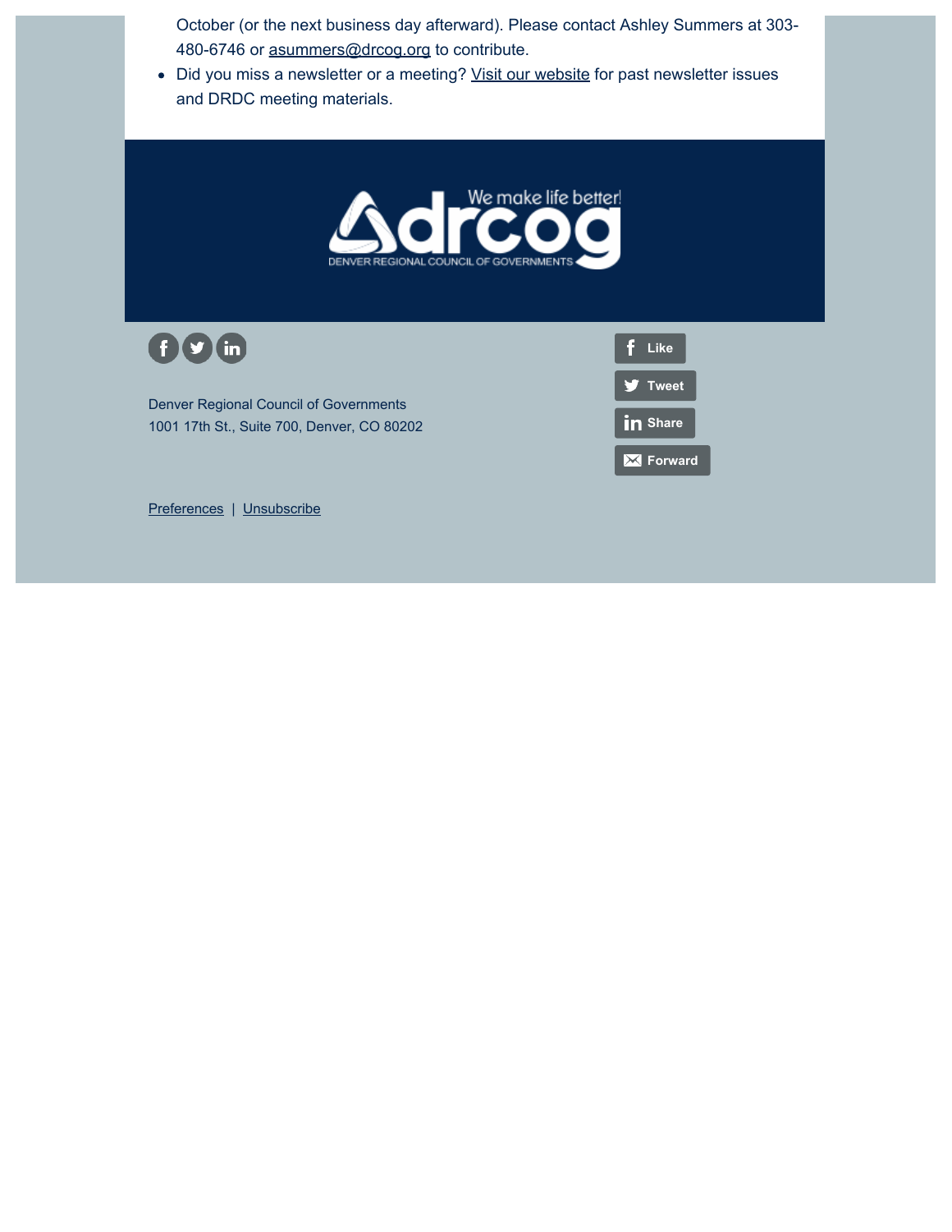October (or the next business day afterward). Please contact Ashley Summers at 303-480-6746 or asummers@drcog.org to contribute.

- Did you miss a newsletter or a meeting? Visit our website for past newsletter issues and DRDC meeting materials.

We make life better!

drcog

DENVER REGIONAL COUNCIL OF GOVERNMENTS

Like

Tweet

Share

Forward

Denver Regional Council of Governments
1001 17th St., Suite 700, Denver, CO 80202

Preferences | Unsubscribe